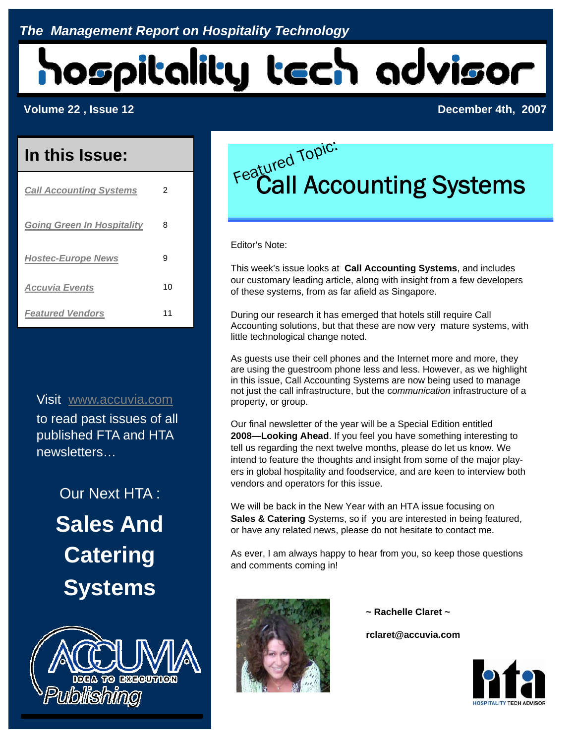*The Management Report on Hospitality Technology*

# hospitality tech advisor

**Volume 22 , Issue 12** **December 4th, 2007**

## In this Issue:

| | |
|---|---|
| *Call Accounting Systems* | 2 |
| *Going Green In Hospitality* | 8 |
| *Hostec-Europe News* | 9 |
| *Accuvia Events* | 10 |
| *Featured Vendors* | 11 |

Visit www.accuvia.com to read past issues of all published FTA and HTA newsletters…

Our Next HTA :

**Sales And Catering Systems**

ACCUVIA IDEA TO EXECUTION Publishing

## Featured Topic: Call Accounting Systems

Editor's Note:

This week's issue looks at **Call Accounting Systems**, and includes our customary leading article, along with insight from a few developers of these systems, from as far afield as Singapore.

During our research it has emerged that hotels still require Call Accounting solutions, but that these are now very mature systems, with little technological change noted.

As guests use their cell phones and the Internet more and more, they are using the guestroom phone less and less. However, as we highlight in this issue, Call Accounting Systems are now being used to manage not just the call infrastructure, but the *communication* infrastructure of a property, or group.

Our final newsletter of the year will be a Special Edition entitled **2008—Looking Ahead**. If you feel you have something interesting to tell us regarding the next twelve months, please do let us know. We intend to feature the thoughts and insight from some of the major players in global hospitality and foodservice, and are keen to interview both vendors and operators for this issue.

We will be back in the New Year with an HTA issue focusing on **Sales & Catering** Systems, so if you are interested in being featured, or have any related news, please do not hesitate to contact me.

As ever, I am always happy to hear from you, so keep those questions and comments coming in!

**~ Rachelle Claret ~**

**rclaret@accuvia.com**

hta HOSPITALITY TECH ADVISOR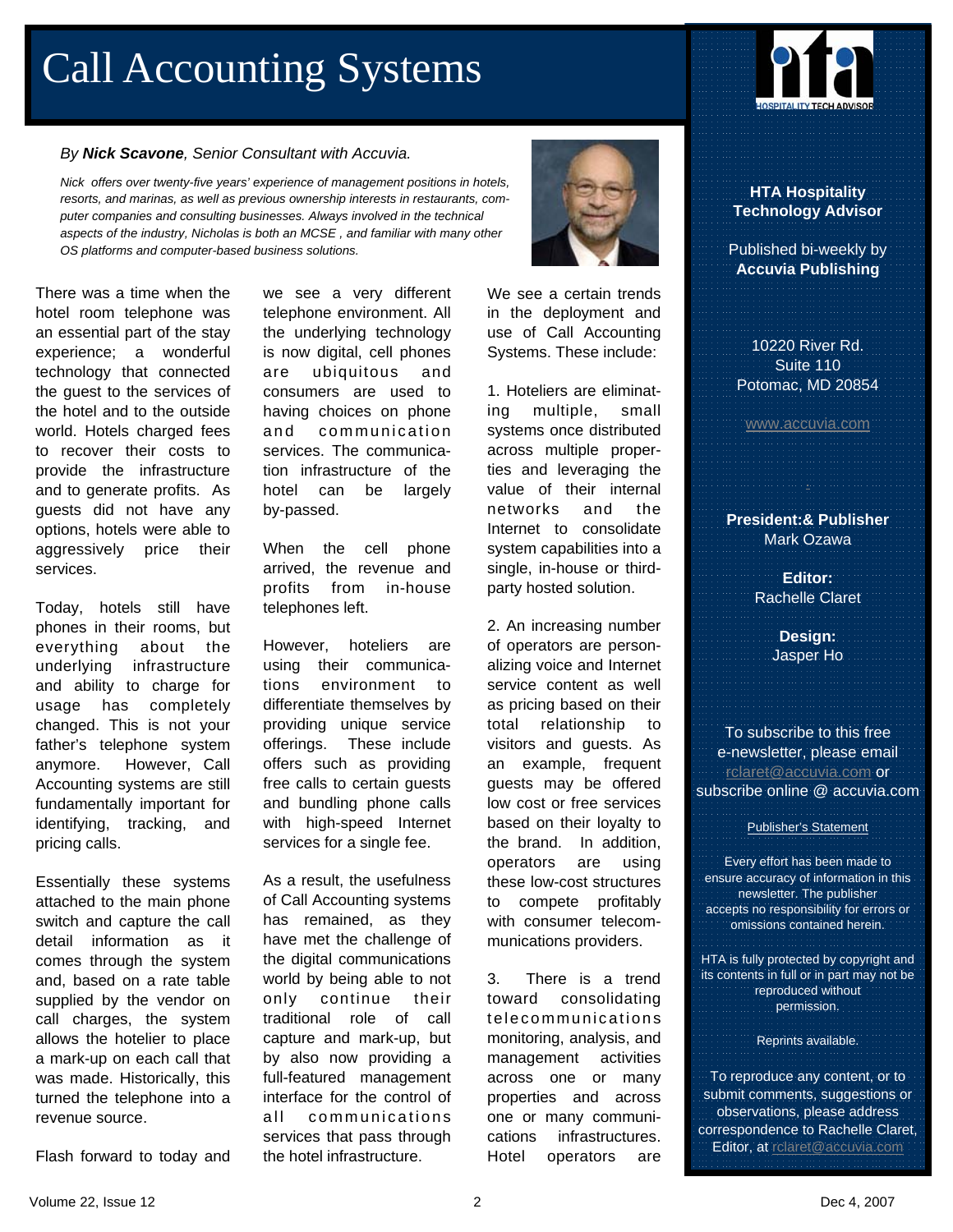# Call Accounting Systems

*By **Nick Scavone**, Senior Consultant with Accuvia.*

*Nick offers over twenty-five years' experience of management positions in hotels, resorts, and marinas, as well as previous ownership interests in restaurants, computer companies and consulting businesses. Always involved in the technical aspects of the industry, Nicholas is both an MCSE , and familiar with many other OS platforms and computer-based business solutions.*

There was a time when the hotel room telephone was an essential part of the stay experience; a wonderful technology that connected the guest to the services of the hotel and to the outside world. Hotels charged fees to recover their costs to provide the infrastructure and to generate profits. As guests did not have any options, hotels were able to aggressively price their services.

Today, hotels still have phones in their rooms, but everything about the underlying infrastructure and ability to charge for usage has completely changed. This is not your father's telephone system anymore. However, Call Accounting systems are still fundamentally important for identifying, tracking, and pricing calls.

Essentially these systems attached to the main phone switch and capture the call detail information as it comes through the system and, based on a rate table supplied by the vendor on call charges, the system allows the hotelier to place a mark-up on each call that was made. Historically, this turned the telephone into a revenue source.

Flash forward to today and we see a very different telephone environment. All the underlying technology is now digital, cell phones are ubiquitous and consumers are used to having choices on phone and communication services. The communication infrastructure of the hotel can be largely by-passed.

When the cell phone arrived, the revenue and profits from in-house telephones left.

However, hoteliers are using their communications environment to differentiate themselves by providing unique service offerings. These include offers such as providing free calls to certain guests and bundling phone calls with high-speed Internet services for a single fee.

As a result, the usefulness of Call Accounting systems has remained, as they have met the challenge of the digital communications world by being able to not only continue their traditional role of call capture and mark-up, but by also now providing a full-featured management interface for the control of all communications services that pass through the hotel infrastructure.

We see a certain trends in the deployment and use of Call Accounting Systems. These include:

1. Hoteliers are eliminating multiple, small systems once distributed across multiple properties and leveraging the value of their internal networks and the Internet to consolidate system capabilities into a single, in-house or third-party hosted solution.

2. An increasing number of operators are personalizing voice and Internet service content as well as pricing based on their total relationship to visitors and guests. As an example, frequent guests may be offered low cost or free services based on their loyalty to the brand. In addition, operators are using these low-cost structures to compete profitably with consumer telecommunications providers.

3. There is a trend toward consolidating telecommunications monitoring, analysis, and management activities across one or many properties and across one or many communications infrastructures. Hotel operators are

---

**HTA Hospitality Technology Advisor**

Published bi-weekly by **Accuvia Publishing**

10220 River Rd.
Suite 110
Potomac, MD 20854

www.accuvia.com

**President:& Publisher**
Mark Ozawa

**Editor:**
Rachelle Claret

**Design:**
Jasper Ho

To subscribe to this free e-newsletter, please email rclaret@accuvia.com or subscribe online @ accuvia.com

Publisher's Statement

Every effort has been made to ensure accuracy of information in this newsletter. The publisher accepts no responsibility for errors or omissions contained herein.

HTA is fully protected by copyright and its contents in full or in part may not be reproduced without permission.

Reprints available.

To reproduce any content, or to submit comments, suggestions or observations, please address correspondence to Rachelle Claret, Editor, at rclaret@accuvia.com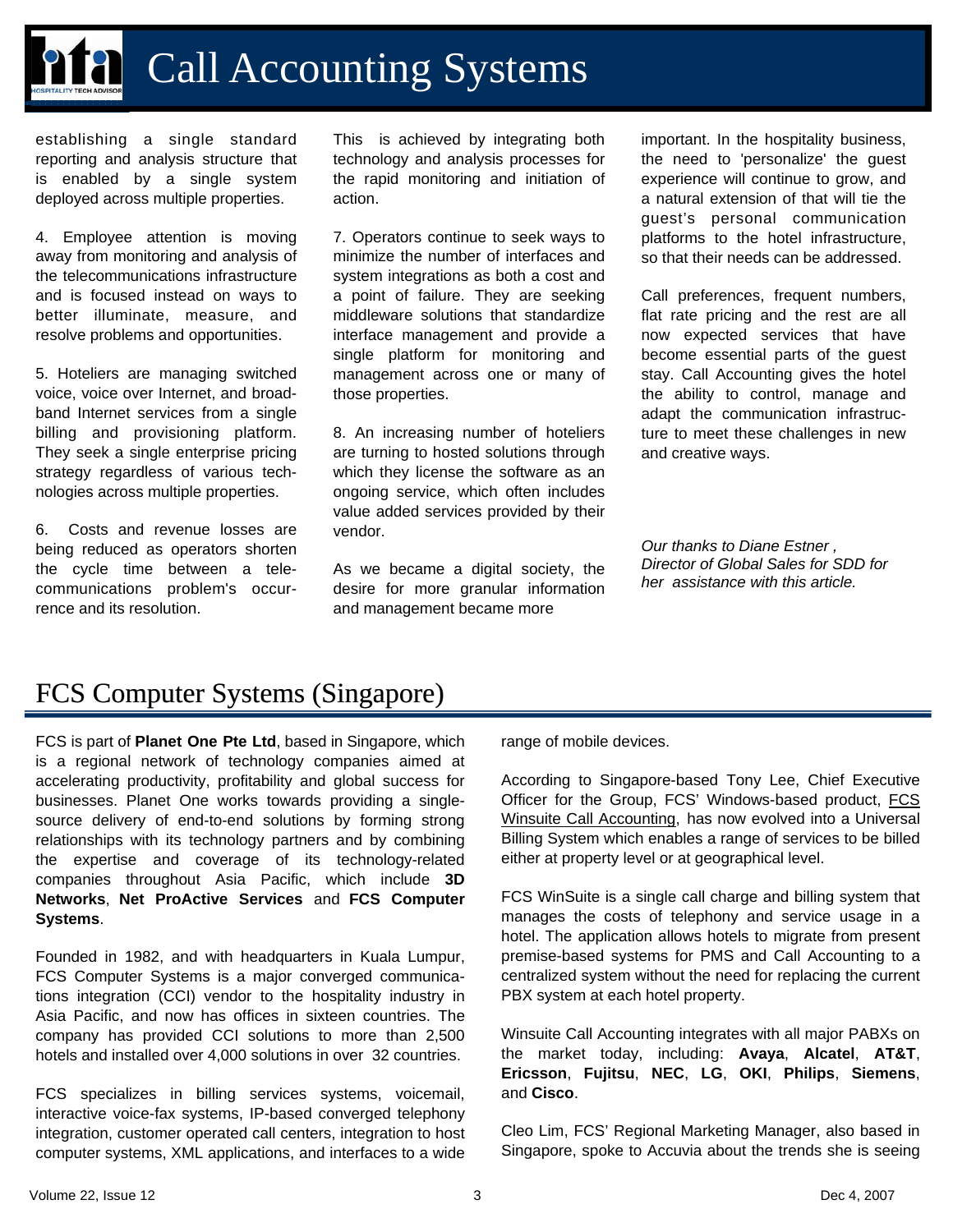# Call Accounting Systems

establishing a single standard reporting and analysis structure that is enabled by a single system deployed across multiple properties.

4. Employee attention is moving away from monitoring and analysis of the telecommunications infrastructure and is focused instead on ways to better illuminate, measure, and resolve problems and opportunities.

5. Hoteliers are managing switched voice, voice over Internet, and broadband Internet services from a single billing and provisioning platform. They seek a single enterprise pricing strategy regardless of various technologies across multiple properties.

6. Costs and revenue losses are being reduced as operators shorten the cycle time between a telecommunications problem's occurrence and its resolution. This is achieved by integrating both technology and analysis processes for the rapid monitoring and initiation of action.

7. Operators continue to seek ways to minimize the number of interfaces and system integrations as both a cost and a point of failure. They are seeking middleware solutions that standardize interface management and provide a single platform for monitoring and management across one or many of those properties.

8. An increasing number of hoteliers are turning to hosted solutions through which they license the software as an ongoing service, which often includes value added services provided by their vendor.

As we became a digital society, the desire for more granular information and management became more important. In the hospitality business, the need to 'personalize' the guest experience will continue to grow, and a natural extension of that will tie the guest's personal communication platforms to the hotel infrastructure, so that their needs can be addressed.

Call preferences, frequent numbers, flat rate pricing and the rest are all now expected services that have become essential parts of the guest stay. Call Accounting gives the hotel the ability to control, manage and adapt the communication infrastructure to meet these challenges in new and creative ways.

*Our thanks to Diane Estner , Director of Global Sales for SDD for her assistance with this article.*

## FCS Computer Systems (Singapore)

FCS is part of **Planet One Pte Ltd**, based in Singapore, which is a regional network of technology companies aimed at accelerating productivity, profitability and global success for businesses. Planet One works towards providing a single-source delivery of end-to-end solutions by forming strong relationships with its technology partners and by combining the expertise and coverage of its technology-related companies throughout Asia Pacific, which include **3D Networks**, **Net ProActive Services** and **FCS Computer Systems**.

Founded in 1982, and with headquarters in Kuala Lumpur, FCS Computer Systems is a major converged communications integration (CCI) vendor to the hospitality industry in Asia Pacific, and now has offices in sixteen countries. The company has provided CCI solutions to more than 2,500 hotels and installed over 4,000 solutions in over 32 countries.

FCS specializes in billing services systems, voicemail, interactive voice-fax systems, IP-based converged telephony integration, customer operated call centers, integration to host computer systems, XML applications, and interfaces to a wide range of mobile devices.

According to Singapore-based Tony Lee, Chief Executive Officer for the Group, FCS' Windows-based product, FCS Winsuite Call Accounting, has now evolved into a Universal Billing System which enables a range of services to be billed either at property level or at geographical level.

FCS WinSuite is a single call charge and billing system that manages the costs of telephony and service usage in a hotel. The application allows hotels to migrate from present premise-based systems for PMS and Call Accounting to a centralized system without the need for replacing the current PBX system at each hotel property.

Winsuite Call Accounting integrates with all major PABXs on the market today, including: **Avaya**, **Alcatel**, **AT&T**, **Ericsson**, **Fujitsu**, **NEC**, **LG**, **OKI**, **Philips**, **Siemens**, and **Cisco**.

Cleo Lim, FCS' Regional Marketing Manager, also based in Singapore, spoke to Accuvia about the trends she is seeing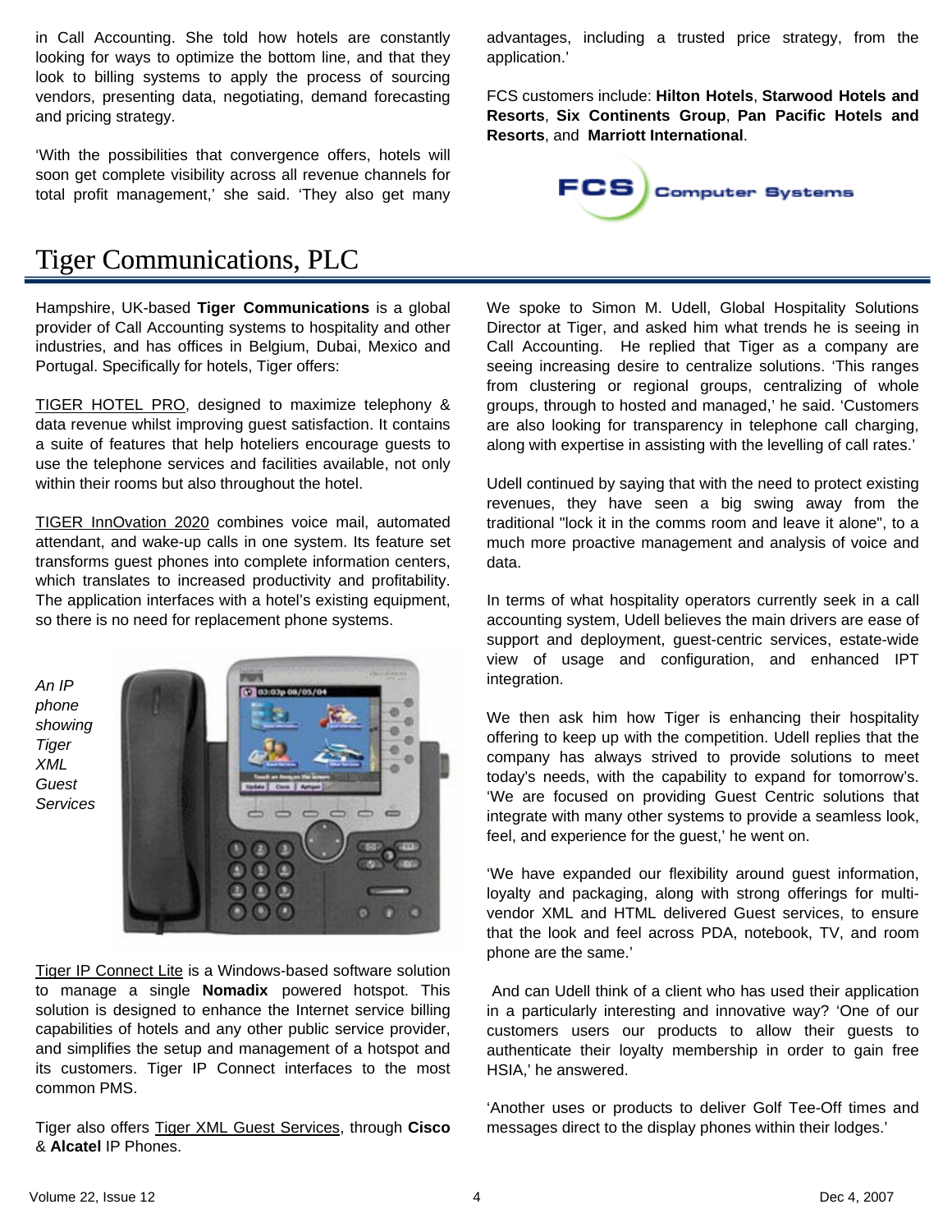in Call Accounting. She told how hotels are constantly looking for ways to optimize the bottom line, and that they look to billing systems to apply the process of sourcing vendors, presenting data, negotiating, demand forecasting and pricing strategy.

'With the possibilities that convergence offers, hotels will soon get complete visibility across all revenue channels for total profit management,' she said. 'They also get many advantages, including a trusted price strategy, from the application.'

FCS customers include: **Hilton Hotels**, **Starwood Hotels and Resorts**, **Six Continents Group**, **Pan Pacific Hotels and Resorts**, and **Marriott International**.

# Tiger Communications, PLC

Hampshire, UK-based **Tiger Communications** is a global provider of Call Accounting systems to hospitality and other industries, and has offices in Belgium, Dubai, Mexico and Portugal. Specifically for hotels, Tiger offers:

TIGER HOTEL PRO, designed to maximize telephony & data revenue whilst improving guest satisfaction. It contains a suite of features that help hoteliers encourage guests to use the telephone services and facilities available, not only within their rooms but also throughout the hotel.

TIGER InnOvation 2020 combines voice mail, automated attendant, and wake-up calls in one system. Its feature set transforms guest phones into complete information centers, which translates to increased productivity and profitability. The application interfaces with a hotel's existing equipment, so there is no need for replacement phone systems.

*An IP phone showing Tiger XML Guest Services*

Tiger IP Connect Lite is a Windows-based software solution to manage a single **Nomadix** powered hotspot. This solution is designed to enhance the Internet service billing capabilities of hotels and any other public service provider, and simplifies the setup and management of a hotspot and its customers. Tiger IP Connect interfaces to the most common PMS.

Tiger also offers Tiger XML Guest Services, through **Cisco** & **Alcatel** IP Phones.

We spoke to Simon M. Udell, Global Hospitality Solutions Director at Tiger, and asked him what trends he is seeing in Call Accounting. He replied that Tiger as a company are seeing increasing desire to centralize solutions. 'This ranges from clustering or regional groups, centralizing of whole groups, through to hosted and managed,' he said. 'Customers are also looking for transparency in telephone call charging, along with expertise in assisting with the levelling of call rates.'

Udell continued by saying that with the need to protect existing revenues, they have seen a big swing away from the traditional "lock it in the comms room and leave it alone", to a much more proactive management and analysis of voice and data.

In terms of what hospitality operators currently seek in a call accounting system, Udell believes the main drivers are ease of support and deployment, guest-centric services, estate-wide view of usage and configuration, and enhanced IPT integration.

We then ask him how Tiger is enhancing their hospitality offering to keep up with the competition. Udell replies that the company has always strived to provide solutions to meet today's needs, with the capability to expand for tomorrow's. 'We are focused on providing Guest Centric solutions that integrate with many other systems to provide a seamless look, feel, and experience for the guest,' he went on.

'We have expanded our flexibility around guest information, loyalty and packaging, along with strong offerings for multi-vendor XML and HTML delivered Guest services, to ensure that the look and feel across PDA, notebook, TV, and room phone are the same.'

And can Udell think of a client who has used their application in a particularly interesting and innovative way? 'One of our customers users our products to allow their guests to authenticate their loyalty membership in order to gain free HSIA,' he answered.

'Another uses or products to deliver Golf Tee-Off times and messages direct to the display phones within their lodges.'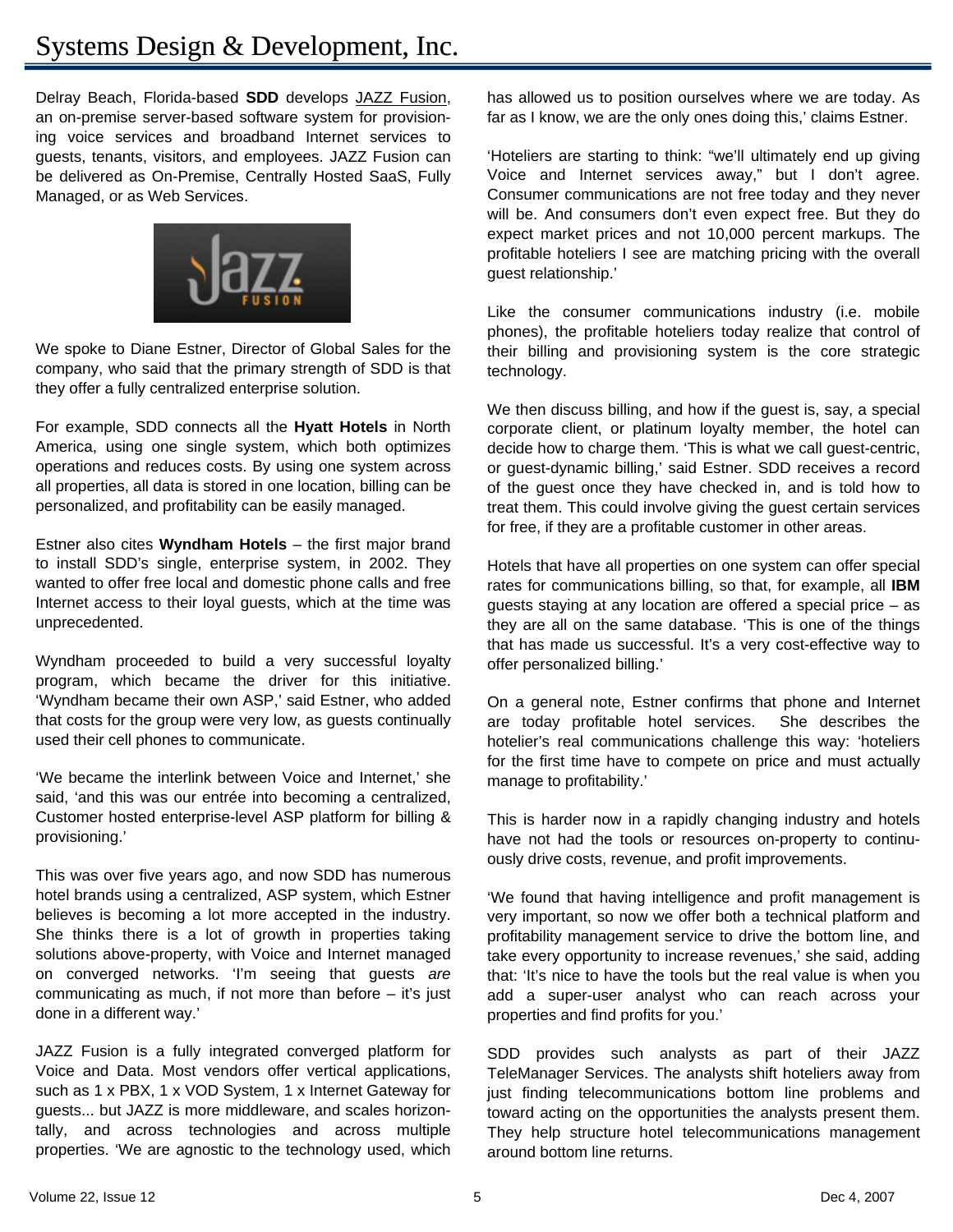# Systems Design & Development, Inc.

Delray Beach, Florida-based **SDD** develops JAZZ Fusion, an on-premise server-based software system for provisioning voice services and broadband Internet services to guests, tenants, visitors, and employees. JAZZ Fusion can be delivered as On-Premise, Centrally Hosted SaaS, Fully Managed, or as Web Services.

We spoke to Diane Estner, Director of Global Sales for the company, who said that the primary strength of SDD is that they offer a fully centralized enterprise solution.

For example, SDD connects all the **Hyatt Hotels** in North America, using one single system, which both optimizes operations and reduces costs. By using one system across all properties, all data is stored in one location, billing can be personalized, and profitability can be easily managed.

Estner also cites **Wyndham Hotels** – the first major brand to install SDD's single, enterprise system, in 2002. They wanted to offer free local and domestic phone calls and free Internet access to their loyal guests, which at the time was unprecedented.

Wyndham proceeded to build a very successful loyalty program, which became the driver for this initiative. 'Wyndham became their own ASP,' said Estner, who added that costs for the group were very low, as guests continually used their cell phones to communicate.

'We became the interlink between Voice and Internet,' she said, 'and this was our entrée into becoming a centralized, Customer hosted enterprise-level ASP platform for billing & provisioning.'

This was over five years ago, and now SDD has numerous hotel brands using a centralized, ASP system, which Estner believes is becoming a lot more accepted in the industry. She thinks there is a lot of growth in properties taking solutions above-property, with Voice and Internet managed on converged networks. 'I'm seeing that guests *are* communicating as much, if not more than before – it's just done in a different way.'

JAZZ Fusion is a fully integrated converged platform for Voice and Data. Most vendors offer vertical applications, such as 1 x PBX, 1 x VOD System, 1 x Internet Gateway for guests... but JAZZ is more middleware, and scales horizontally, and across technologies and across multiple properties. 'We are agnostic to the technology used, which has allowed us to position ourselves where we are today. As far as I know, we are the only ones doing this,' claims Estner.

'Hoteliers are starting to think: "we'll ultimately end up giving Voice and Internet services away," but I don't agree. Consumer communications are not free today and they never will be. And consumers don't even expect free. But they do expect market prices and not 10,000 percent markups. The profitable hoteliers I see are matching pricing with the overall guest relationship.'

Like the consumer communications industry (i.e. mobile phones), the profitable hoteliers today realize that control of their billing and provisioning system is the core strategic technology.

We then discuss billing, and how if the guest is, say, a special corporate client, or platinum loyalty member, the hotel can decide how to charge them. 'This is what we call guest-centric, or guest-dynamic billing,' said Estner. SDD receives a record of the guest once they have checked in, and is told how to treat them. This could involve giving the guest certain services for free, if they are a profitable customer in other areas.

Hotels that have all properties on one system can offer special rates for communications billing, so that, for example, all **IBM** guests staying at any location are offered a special price – as they are all on the same database. 'This is one of the things that has made us successful. It's a very cost-effective way to offer personalized billing.'

On a general note, Estner confirms that phone and Internet are today profitable hotel services. She describes the hotelier's real communications challenge this way: 'hoteliers for the first time have to compete on price and must actually manage to profitability.'

This is harder now in a rapidly changing industry and hotels have not had the tools or resources on-property to continuously drive costs, revenue, and profit improvements.

'We found that having intelligence and profit management is very important, so now we offer both a technical platform and profitability management service to drive the bottom line, and take every opportunity to increase revenues,' she said, adding that: 'It's nice to have the tools but the real value is when you add a super-user analyst who can reach across your properties and find profits for you.'

SDD provides such analysts as part of their JAZZ TeleManager Services. The analysts shift hoteliers away from just finding telecommunications bottom line problems and toward acting on the opportunities the analysts present them. They help structure hotel telecommunications management around bottom line returns.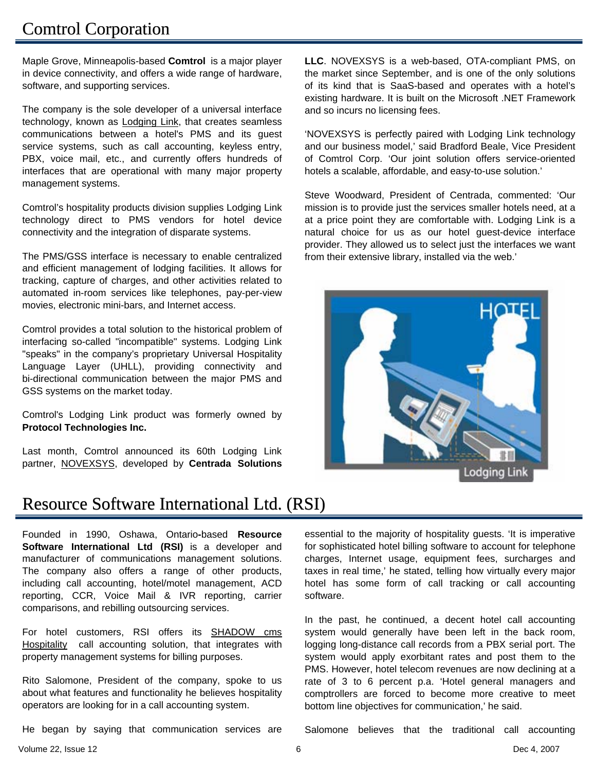# Comtrol Corporation

Maple Grove, Minneapolis-based **Comtrol** is a major player in device connectivity, and offers a wide range of hardware, software, and supporting services.

The company is the sole developer of a universal interface technology, known as Lodging Link, that creates seamless communications between a hotel's PMS and its guest service systems, such as call accounting, keyless entry, PBX, voice mail, etc., and currently offers hundreds of interfaces that are operational with many major property management systems.

Comtrol's hospitality products division supplies Lodging Link technology direct to PMS vendors for hotel device connectivity and the integration of disparate systems.

The PMS/GSS interface is necessary to enable centralized and efficient management of lodging facilities. It allows for tracking, capture of charges, and other activities related to automated in-room services like telephones, pay-per-view movies, electronic mini-bars, and Internet access.

Comtrol provides a total solution to the historical problem of interfacing so-called "incompatible" systems. Lodging Link "speaks" in the company's proprietary Universal Hospitality Language Layer (UHLL), providing connectivity and bi-directional communication between the major PMS and GSS systems on the market today.

Comtrol's Lodging Link product was formerly owned by **Protocol Technologies Inc.**

Last month, Comtrol announced its 60th Lodging Link partner, NOVEXSYS, developed by **Centrada Solutions LLC**. NOVEXSYS is a web-based, OTA-compliant PMS, on the market since September, and is one of the only solutions of its kind that is SaaS-based and operates with a hotel's existing hardware. It is built on the Microsoft .NET Framework and so incurs no licensing fees.

'NOVEXSYS is perfectly paired with Lodging Link technology and our business model,' said Bradford Beale, Vice President of Comtrol Corp. 'Our joint solution offers service-oriented hotels a scalable, affordable, and easy-to-use solution.'

Steve Woodward, President of Centrada, commented: 'Our mission is to provide just the services smaller hotels need, at a at a price point they are comfortable with. Lodging Link is a natural choice for us as our hotel guest-device interface provider. They allowed us to select just the interfaces we want from their extensive library, installed via the web.'

# Resource Software International Ltd. (RSI)

Founded in 1990, Oshawa, Ontario-based **Resource Software International Ltd (RSI)** is a developer and manufacturer of communications management solutions. The company also offers a range of other products, including call accounting, hotel/motel management, ACD reporting, CCR, Voice Mail & IVR reporting, carrier comparisons, and rebilling outsourcing services.

For hotel customers, RSI offers its SHADOW cms Hospitality call accounting solution, that integrates with property management systems for billing purposes.

Rito Salomone, President of the company, spoke to us about what features and functionality he believes hospitality operators are looking for in a call accounting system.

He began by saying that communication services are essential to the majority of hospitality guests. 'It is imperative for sophisticated hotel billing software to account for telephone charges, Internet usage, equipment fees, surcharges and taxes in real time,' he stated, telling how virtually every major hotel has some form of call tracking or call accounting software.

In the past, he continued, a decent hotel call accounting system would generally have been left in the back room, logging long-distance call records from a PBX serial port. The system would apply exorbitant rates and post them to the PMS. However, hotel telecom revenues are now declining at a rate of 3 to 6 percent p.a. 'Hotel general managers and comptrollers are forced to become more creative to meet bottom line objectives for communication,' he said.

Salomone believes that the traditional call accounting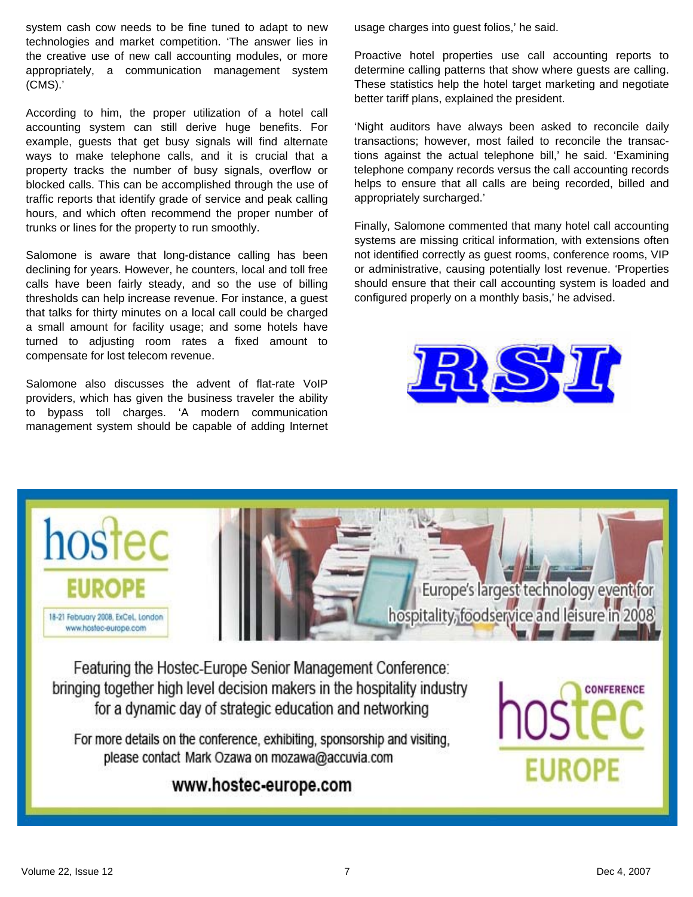system cash cow needs to be fine tuned to adapt to new technologies and market competition. 'The answer lies in the creative use of new call accounting modules, or more appropriately, a communication management system (CMS).'

According to him, the proper utilization of a hotel call accounting system can still derive huge benefits. For example, guests that get busy signals will find alternate ways to make telephone calls, and it is crucial that a property tracks the number of busy signals, overflow or blocked calls. This can be accomplished through the use of traffic reports that identify grade of service and peak calling hours, and which often recommend the proper number of trunks or lines for the property to run smoothly.

Salomone is aware that long-distance calling has been declining for years. However, he counters, local and toll free calls have been fairly steady, and so the use of billing thresholds can help increase revenue. For instance, a guest that talks for thirty minutes on a local call could be charged a small amount for facility usage; and some hotels have turned to adjusting room rates a fixed amount to compensate for lost telecom revenue.

Salomone also discusses the advent of flat-rate VoIP providers, which has given the business traveler the ability to bypass toll charges. 'A modern communication management system should be capable of adding Internet usage charges into guest folios,' he said.

Proactive hotel properties use call accounting reports to determine calling patterns that show where guests are calling. These statistics help the hotel target marketing and negotiate better tariff plans, explained the president.

'Night auditors have always been asked to reconcile daily transactions; however, most failed to reconcile the transactions against the actual telephone bill,' he said. 'Examining telephone company records versus the call accounting records helps to ensure that all calls are being recorded, billed and appropriately surcharged.'

Finally, Salomone commented that many hotel call accounting systems are missing critical information, with extensions often not identified correctly as guest rooms, conference rooms, VIP or administrative, causing potentially lost revenue. 'Properties should ensure that their call accounting system is loaded and configured properly on a monthly basis,' he advised.

RSI

hostec EUROPE

18-21 February 2008, ExCeL London
www.hostec-europe.com

Europe's largest technology event for hospitality, foodservice and leisure in 2008

Featuring the Hostec-Europe Senior Management Conference: bringing together high level decision makers in the hospitality industry for a dynamic day of strategic education and networking

For more details on the conference, exhibiting, sponsorship and visiting, please contact Mark Ozawa on mozawa@accuvia.com

**www.hostec-europe.com**

hostec CONFERENCE EUROPE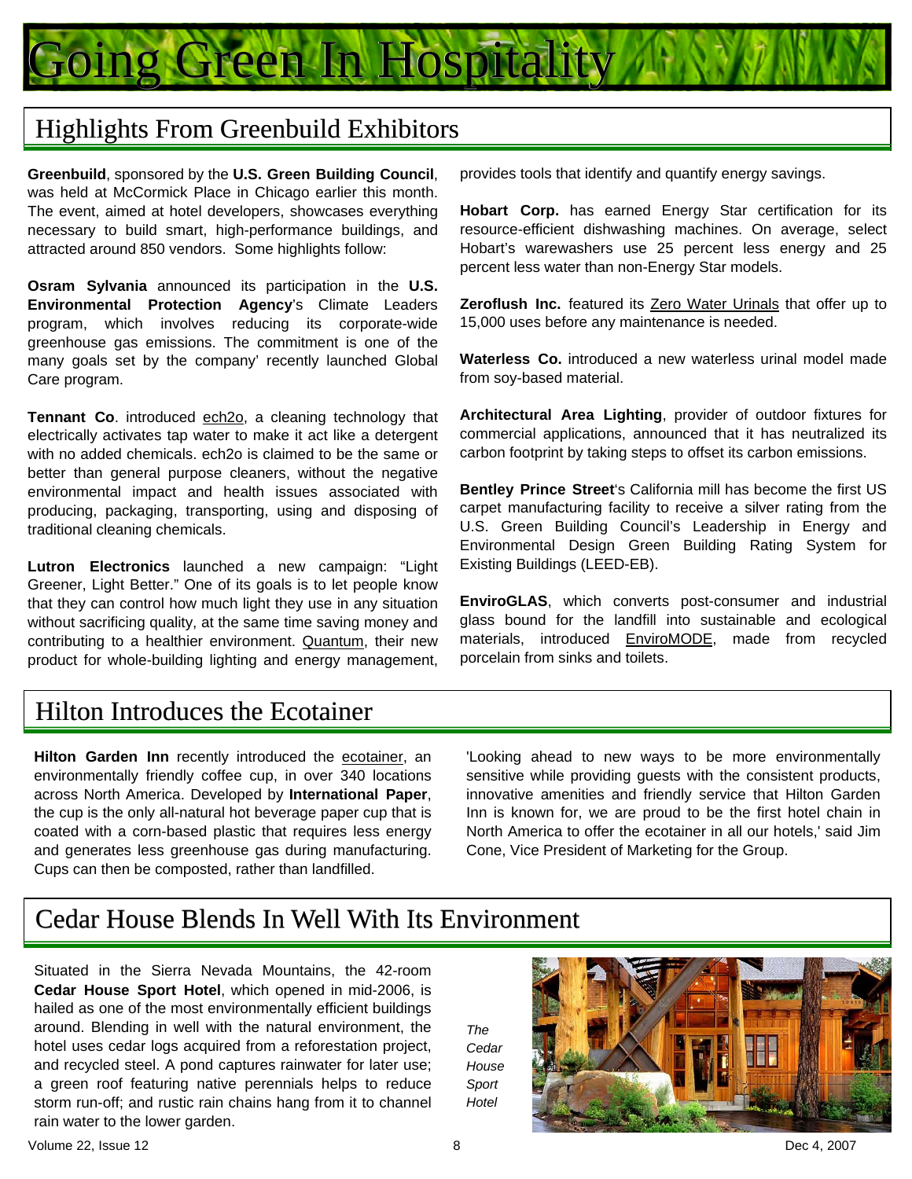# Going Green In Hospitality

## Highlights From Greenbuild Exhibitors

**Greenbuild**, sponsored by the **U.S. Green Building Council**, was held at McCormick Place in Chicago earlier this month. The event, aimed at hotel developers, showcases everything necessary to build smart, high-performance buildings, and attracted around 850 vendors. Some highlights follow:

**Osram Sylvania** announced its participation in the **U.S. Environmental Protection Agency**'s Climate Leaders program, which involves reducing its corporate-wide greenhouse gas emissions. The commitment is one of the many goals set by the company' recently launched Global Care program.

**Tennant Co**. introduced ech2o, a cleaning technology that electrically activates tap water to make it act like a detergent with no added chemicals. ech2o is claimed to be the same or better than general purpose cleaners, without the negative environmental impact and health issues associated with producing, packaging, transporting, using and disposing of traditional cleaning chemicals.

**Lutron Electronics** launched a new campaign: "Light Greener, Light Better." One of its goals is to let people know that they can control how much light they use in any situation without sacrificing quality, at the same time saving money and contributing to a healthier environment. Quantum, their new product for whole-building lighting and energy management, provides tools that identify and quantify energy savings.

**Hobart Corp.** has earned Energy Star certification for its resource-efficient dishwashing machines. On average, select Hobart's warewashers use 25 percent less energy and 25 percent less water than non-Energy Star models.

**Zeroflush Inc.** featured its Zero Water Urinals that offer up to 15,000 uses before any maintenance is needed.

**Waterless Co.** introduced a new waterless urinal model made from soy-based material.

**Architectural Area Lighting**, provider of outdoor fixtures for commercial applications, announced that it has neutralized its carbon footprint by taking steps to offset its carbon emissions.

**Bentley Prince Street**'s California mill has become the first US carpet manufacturing facility to receive a silver rating from the U.S. Green Building Council's Leadership in Energy and Environmental Design Green Building Rating System for Existing Buildings (LEED-EB).

**EnviroGLAS**, which converts post-consumer and industrial glass bound for the landfill into sustainable and ecological materials, introduced EnviroMODE, made from recycled porcelain from sinks and toilets.

## Hilton Introduces the Ecotainer

**Hilton Garden Inn** recently introduced the ecotainer, an environmentally friendly coffee cup, in over 340 locations across North America. Developed by **International Paper**, the cup is the only all-natural hot beverage paper cup that is coated with a corn-based plastic that requires less energy and generates less greenhouse gas during manufacturing. Cups can then be composted, rather than landfilled.

'Looking ahead to new ways to be more environmentally sensitive while providing guests with the consistent products, innovative amenities and friendly service that Hilton Garden Inn is known for, we are proud to be the first hotel chain in North America to offer the ecotainer in all our hotels,' said Jim Cone, Vice President of Marketing for the Group.

## Cedar House Blends In Well With Its Environment

Situated in the Sierra Nevada Mountains, the 42-room **Cedar House Sport Hotel**, which opened in mid-2006, is hailed as one of the most environmentally efficient buildings around. Blending in well with the natural environment, the hotel uses cedar logs acquired from a reforestation project, and recycled steel. A pond captures rainwater for later use; a green roof featuring native perennials helps to reduce storm run-off; and rustic rain chains hang from it to channel rain water to the lower garden.

*The Cedar House Sport Hotel*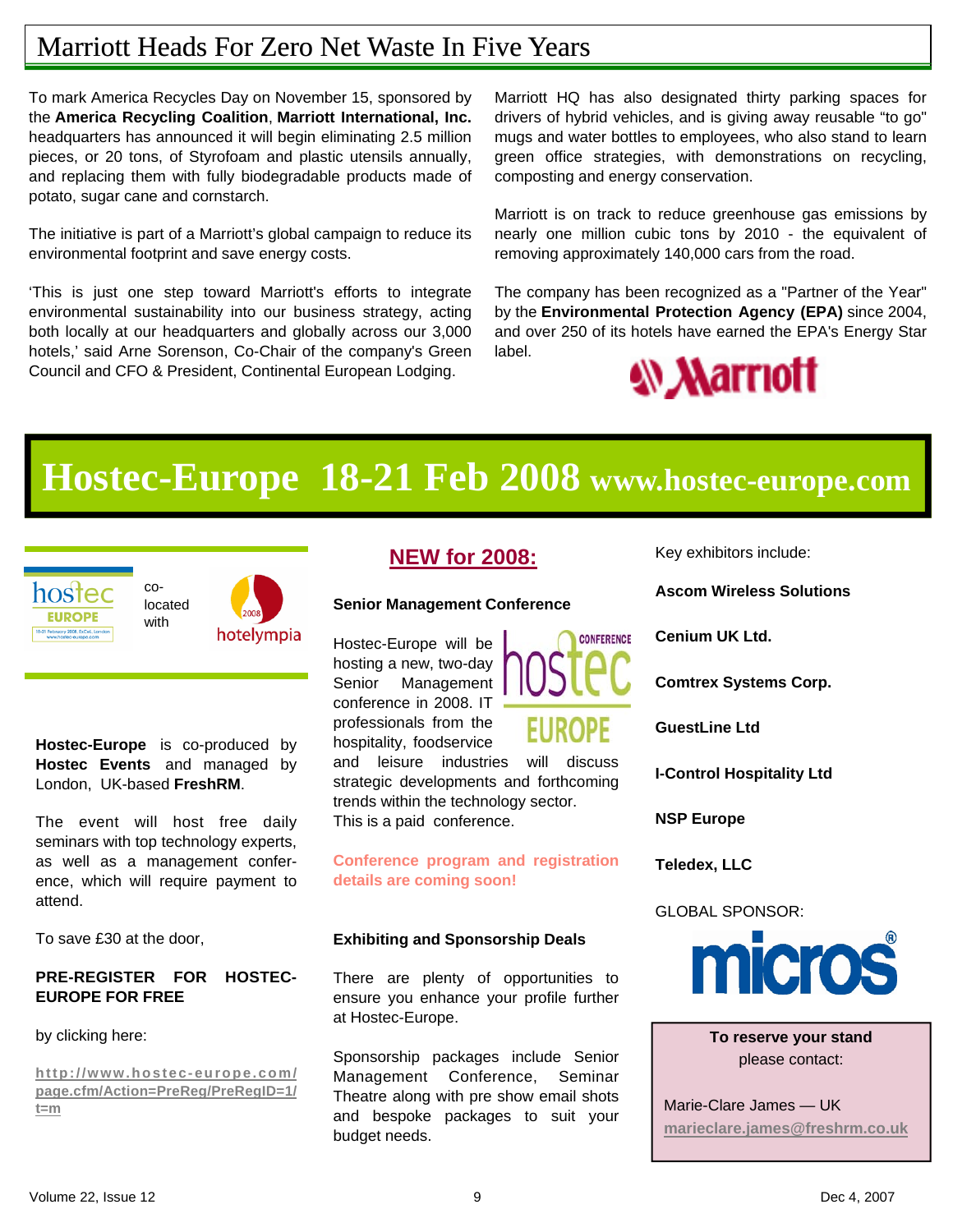# Marriott Heads For Zero Net Waste In Five Years

To mark America Recycles Day on November 15, sponsored by the **America Recycling Coalition**, **Marriott International, Inc.** headquarters has announced it will begin eliminating 2.5 million pieces, or 20 tons, of Styrofoam and plastic utensils annually, and replacing them with fully biodegradable products made of potato, sugar cane and cornstarch.

The initiative is part of a Marriott's global campaign to reduce its environmental footprint and save energy costs.

'This is just one step toward Marriott's efforts to integrate environmental sustainability into our business strategy, acting both locally at our headquarters and globally across our 3,000 hotels,' said Arne Sorenson, Co-Chair of the company's Green Council and CFO & President, Continental European Lodging.

Marriott HQ has also designated thirty parking spaces for drivers of hybrid vehicles, and is giving away reusable "to go" mugs and water bottles to employees, who also stand to learn green office strategies, with demonstrations on recycling, composting and energy conservation.

Marriott is on track to reduce greenhouse gas emissions by nearly one million cubic tons by 2010 - the equivalent of removing approximately 140,000 cars from the road.

The company has been recognized as a "Partner of the Year" by the **Environmental Protection Agency (EPA)** since 2004, and over 250 of its hotels have earned the EPA's Energy Star label.

# Hostec-Europe 18-21 Feb 2008 www.hostec-europe.com

co-located with hotelympia

**Hostec-Europe** is co-produced by **Hostec Events** and managed by London, UK-based **FreshRM**.

The event will host free daily seminars with top technology experts, as well as a management conference, which will require payment to attend.

To save £30 at the door,

**PRE-REGISTER FOR HOSTEC-EUROPE FOR FREE**

by clicking here:

http://www.hostec-europe.com/page.cfm/Action=PreReg/PreRegID=1/t=m

## NEW for 2008:

**Senior Management Conference**

Hostec-Europe will be hosting a new, two-day Senior Management conference in 2008. IT professionals from the hospitality, foodservice and leisure industries will discuss strategic developments and forthcoming trends within the technology sector. This is a paid conference.

**Conference program and registration details are coming soon!**

**Exhibiting and Sponsorship Deals**

There are plenty of opportunities to ensure you enhance your profile further at Hostec-Europe.

Sponsorship packages include Senior Management Conference, Seminar Theatre along with pre show email shots and bespoke packages to suit your budget needs.

Key exhibitors include:

**Ascom Wireless Solutions**

**Cenium UK Ltd.**

**Comtrex Systems Corp.**

**GuestLine Ltd**

**I-Control Hospitality Ltd**

**NSP Europe**

**Teledex, LLC**

GLOBAL SPONSOR: micros

**To reserve your stand** please contact:

Marie-Clare James — UK
marieclare.james@freshrm.co.uk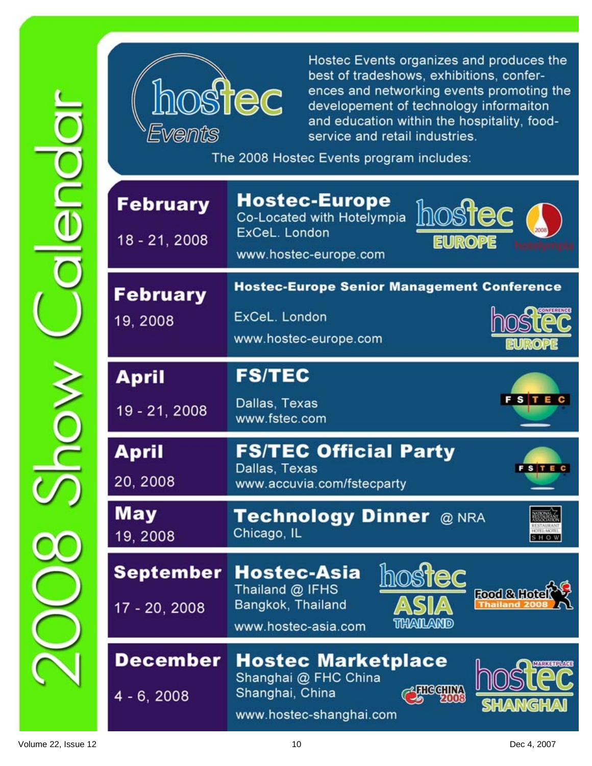# 2008 Show Calendar

Hostec Events organizes and produces the best of tradeshows, exhibitions, conferences and networking events promoting the developement of technology informaiton and education within the hospitality, food-service and retail industries.

The 2008 Hostec Events program includes:

| Date | Event |
|---|---|
| **February** 18 - 21, 2008 | **Hostec-Europe** Co-Located with Hotelympia ExCeL. London www.hostec-europe.com |
| **February** 19, 2008 | **Hostec-Europe Senior Management Conference** ExCeL. London www.hostec-europe.com |
| **April** 19 - 21, 2008 | **FS/TEC** Dallas, Texas www.fstec.com |
| **April** 20, 2008 | **FS/TEC Official Party** Dallas, Texas www.accuvia.com/fstecparty |
| **May** 19, 2008 | **Technology Dinner** @ NRA Chicago, IL |
| **September** 17 - 20, 2008 | **Hostec-Asia** Thailand @ IFHS Bangkok, Thailand www.hostec-asia.com |
| **December** 4 - 6, 2008 | **Hostec Marketplace** Shanghai @ FHC China Shanghai, China www.hostec-shanghai.com |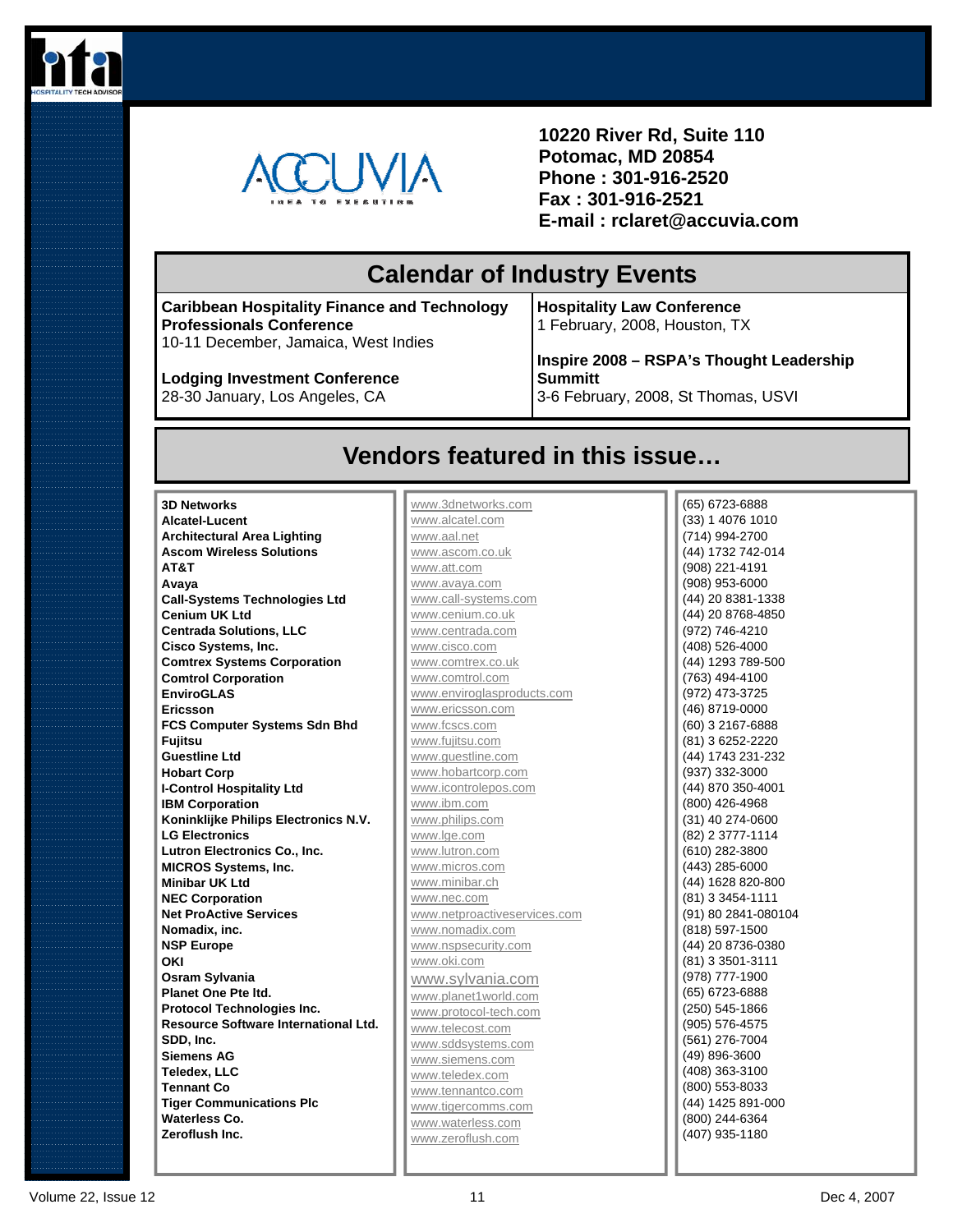ACCUVIA

IDEA TO EXECUTION

**10220 River Rd, Suite 110**
**Potomac, MD 20854**
**Phone : 301-916-2520**
**Fax : 301-916-2521**
**E-mail : rclaret@accuvia.com**

## Calendar of Industry Events

**Caribbean Hospitality Finance and Technology Professionals Conference**
10-11 December, Jamaica, West Indies

**Lodging Investment Conference**
28-30 January, Los Angeles, CA

**Hospitality Law Conference**
1 February, 2008, Houston, TX

**Inspire 2008 – RSPA's Thought Leadership Summitt**
3-6 February, 2008, St Thomas, USVI

## Vendors featured in this issue…

| | | |
|---|---|---|
| **3D Networks** | www.3dnetworks.com | (65) 6723-6888 |
| **Alcatel-Lucent** | www.alcatel.com | (33) 1 4076 1010 |
| **Architectural Area Lighting** | www.aal.net | (714) 994-2700 |
| **Ascom Wireless Solutions** | www.ascom.co.uk | (44) 1732 742-014 |
| **AT&T** | www.att.com | (908) 221-4191 |
| **Avaya** | www.avaya.com | (908) 953-6000 |
| **Call-Systems Technologies Ltd** | www.call-systems.com | (44) 20 8381-1338 |
| **Cenium UK Ltd** | www.cenium.co.uk | (44) 20 8768-4850 |
| **Centrada Solutions, LLC** | www.centrada.com | (972) 746-4210 |
| **Cisco Systems, Inc.** | www.cisco.com | (408) 526-4000 |
| **Comtrex Systems Corporation** | www.comtrex.co.uk | (44) 1293 789-500 |
| **Comtrol Corporation** | www.comtrol.com | (763) 494-4100 |
| **EnviroGLAS** | www.enviroglasproducts.com | (972) 473-3725 |
| **Ericsson** | www.ericsson.com | (46) 8719-0000 |
| **FCS Computer Systems Sdn Bhd** | www.fcscs.com | (60) 3 2167-6888 |
| **Fujitsu** | www.fujitsu.com | (81) 3 6252-2220 |
| **Guestline Ltd** | www.guestline.com | (44) 1743 231-232 |
| **Hobart Corp** | www.hobartcorp.com | (937) 332-3000 |
| **I-Control Hospitality Ltd** | www.icontrolepos.com | (44) 870 350-4001 |
| **IBM Corporation** | www.ibm.com | (800) 426-4968 |
| **Koninklijke Philips Electronics N.V.** | www.philips.com | (31) 40 274-0600 |
| **LG Electronics** | www.lge.com | (82) 2 3777-1114 |
| **Lutron Electronics Co., Inc.** | www.lutron.com | (610) 282-3800 |
| **MICROS Systems, Inc.** | www.micros.com | (443) 285-6000 |
| **Minibar UK Ltd** | www.minibar.ch | (44) 1628 820-800 |
| **NEC Corporation** | www.nec.com | (81) 3 3454-1111 |
| **Net ProActive Services** | www.netproactiveservices.com | (91) 80 2841-080104 |
| **Nomadix, inc.** | www.nomadix.com | (818) 597-1500 |
| **NSP Europe** | www.nspsecurity.com | (44) 20 8736-0380 |
| **OKI** | www.oki.com | (81) 3 3501-3111 |
| **Osram Sylvania** | www.sylvania.com | (978) 777-1900 |
| **Planet One Pte ltd.** | www.planet1world.com | (65) 6723-6888 |
| **Protocol Technologies Inc.** | www.protocol-tech.com | (250) 545-1866 |
| **Resource Software International Ltd.** | www.telecost.com | (905) 576-4575 |
| **SDD, Inc.** | www.sddsystems.com | (561) 276-7004 |
| **Siemens AG** | www.siemens.com | (49) 896-3600 |
| **Teledex, LLC** | www.teledex.com | (408) 363-3100 |
| **Tennant Co** | www.tennantco.com | (800) 553-8033 |
| **Tiger Communications Plc** | www.tigercomms.com | (44) 1425 891-000 |
| **Waterless Co.** | www.waterless.com | (800) 244-6364 |
| **Zeroflush Inc.** | www.zeroflush.com | (407) 935-1180 |